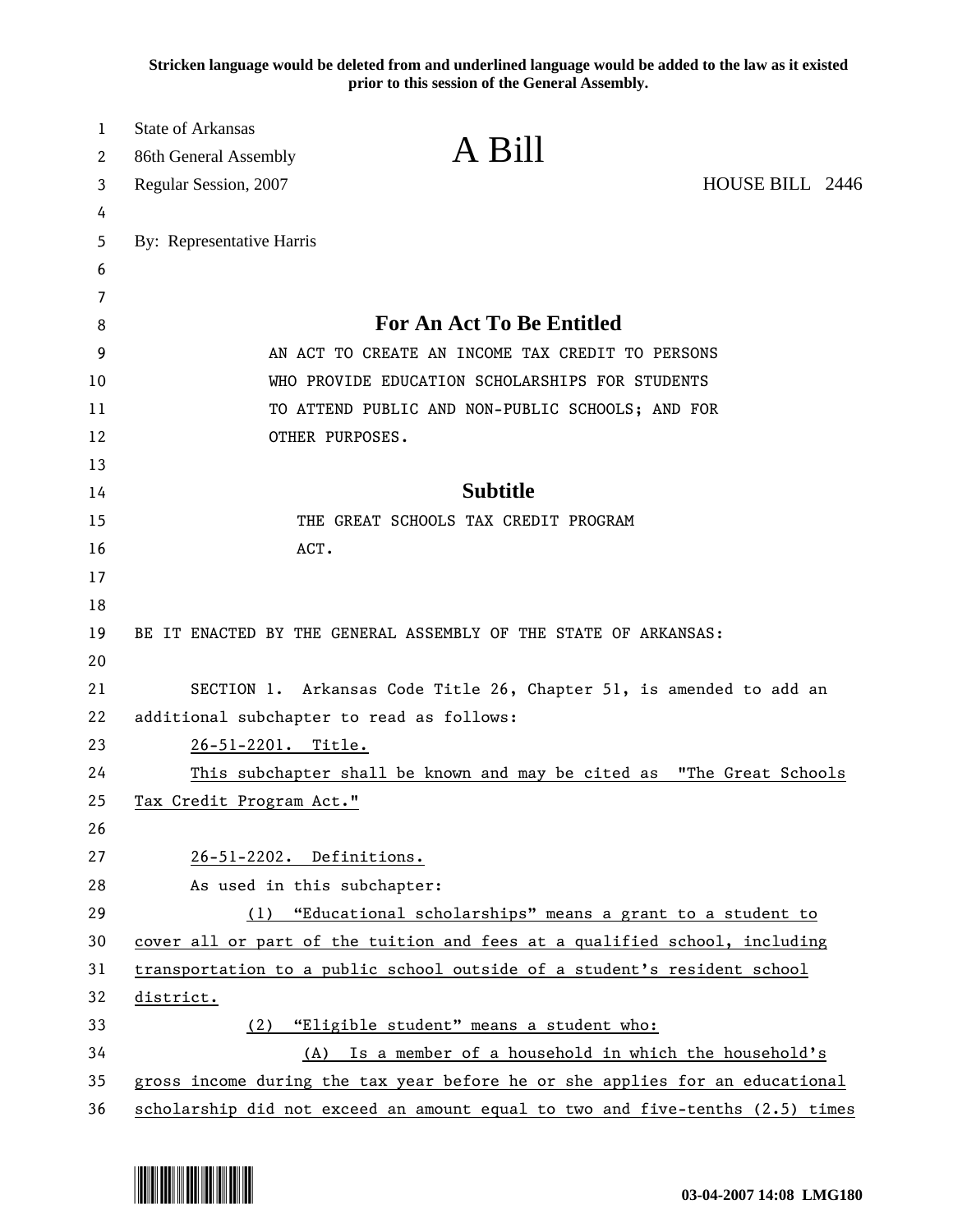**Stricken language would be deleted from and underlined language would be added to the law as it existed prior to this session of the General Assembly.**

State of Arkansas
86th General Assembly
Regular Session, 2007

# A Bill

HOUSE BILL 2446

By: Representative Harris

## For An Act To Be Entitled

AN ACT TO CREATE AN INCOME TAX CREDIT TO PERSONS WHO PROVIDE EDUCATION SCHOLARSHIPS FOR STUDENTS TO ATTEND PUBLIC AND NON-PUBLIC SCHOOLS; AND FOR OTHER PURPOSES.

## Subtitle

THE GREAT SCHOOLS TAX CREDIT PROGRAM ACT.

BE IT ENACTED BY THE GENERAL ASSEMBLY OF THE STATE OF ARKANSAS:

SECTION 1. Arkansas Code Title 26, Chapter 51, is amended to add an additional subchapter to read as follows:

<u>26-51-2201. Title.</u>

<u>This subchapter shall be known and may be cited as "The Great Schools Tax Credit Program Act."</u>

<u>26-51-2202. Definitions.</u>

As used in this subchapter:

<u>(1) "Educational scholarships" means a grant to a student to cover all or part of the tuition and fees at a qualified school, including transportation to a public school outside of a student's resident school district.</u>

<u>(2) "Eligible student" means a student who:</u>

<u>(A) Is a member of a household in which the household's gross income during the tax year before he or she applies for an educational scholarship did not exceed an amount equal to two and five-tenths (2.5) times</u>

03-04-2007 14:08 LMG180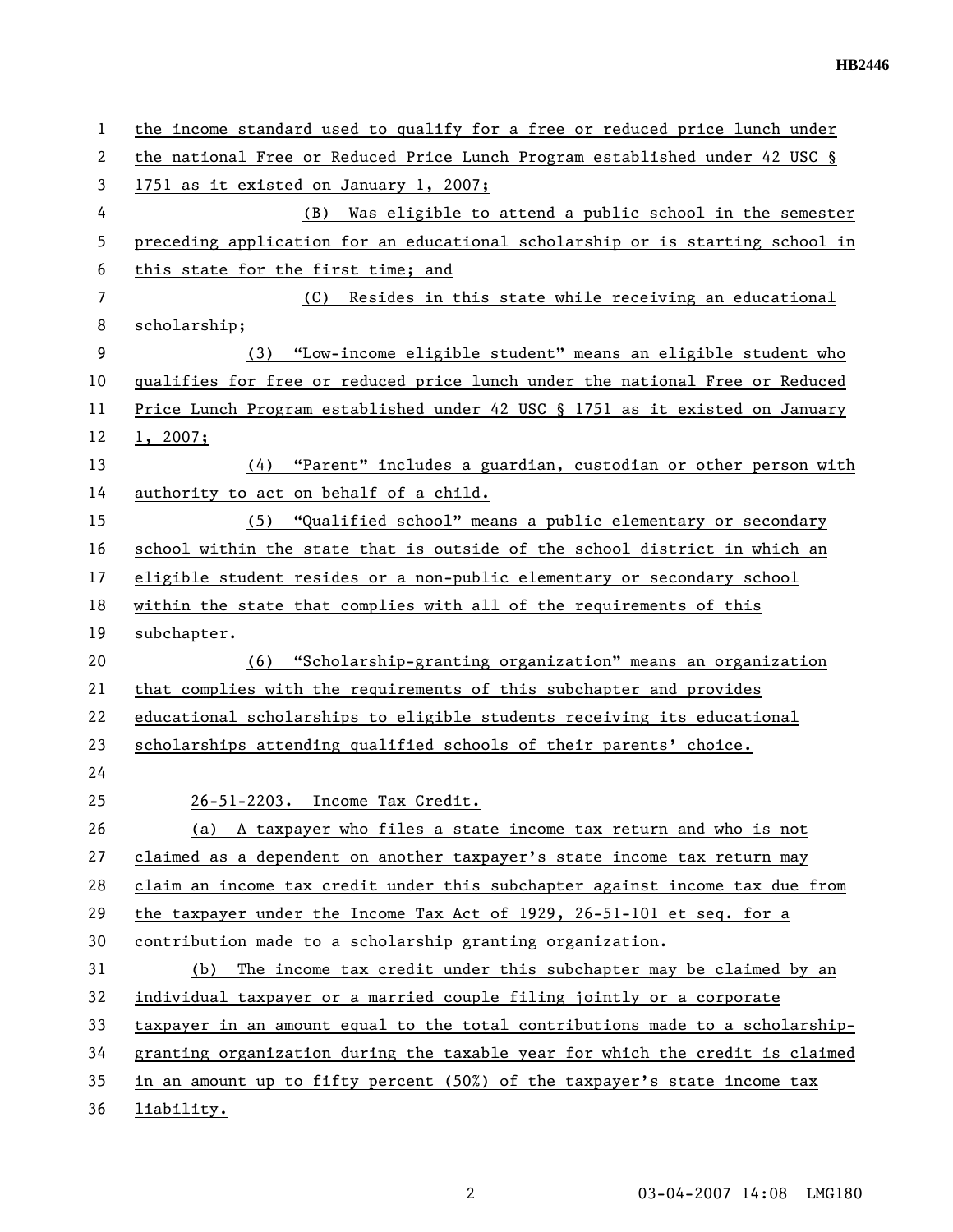the income standard used to qualify for a free or reduced price lunch under the national Free or Reduced Price Lunch Program established under 42 USC § 1751 as it existed on January 1, 2007;

(B) Was eligible to attend a public school in the semester preceding application for an educational scholarship or is starting school in this state for the first time; and

(C) Resides in this state while receiving an educational scholarship;

(3) "Low-income eligible student" means an eligible student who qualifies for free or reduced price lunch under the national Free or Reduced Price Lunch Program established under 42 USC § 1751 as it existed on January 1, 2007;

(4) "Parent" includes a guardian, custodian or other person with authority to act on behalf of a child.

(5) "Qualified school" means a public elementary or secondary school within the state that is outside of the school district in which an eligible student resides or a non-public elementary or secondary school within the state that complies with all of the requirements of this subchapter.

(6) "Scholarship-granting organization" means an organization that complies with the requirements of this subchapter and provides educational scholarships to eligible students receiving its educational scholarships attending qualified schools of their parents' choice.

26-51-2203. Income Tax Credit.

(a) A taxpayer who files a state income tax return and who is not claimed as a dependent on another taxpayer's state income tax return may claim an income tax credit under this subchapter against income tax due from the taxpayer under the Income Tax Act of 1929, 26-51-101 et seq. for a contribution made to a scholarship granting organization.

(b) The income tax credit under this subchapter may be claimed by an individual taxpayer or a married couple filing jointly or a corporate taxpayer in an amount equal to the total contributions made to a scholarship-granting organization during the taxable year for which the credit is claimed in an amount up to fifty percent (50%) of the taxpayer's state income tax liability.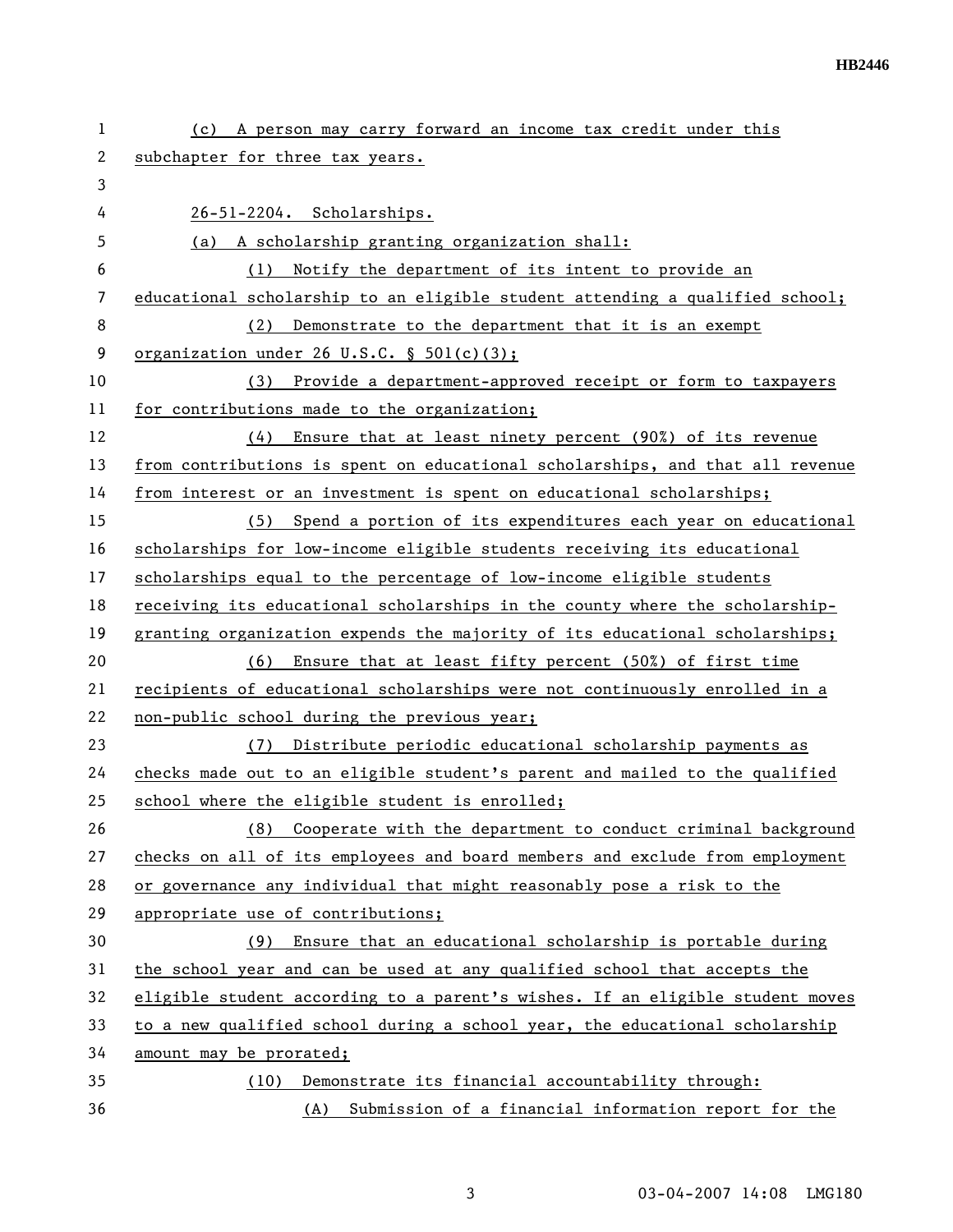(c) A person may carry forward an income tax credit under this subchapter for three tax years.

26-51-2204. Scholarships.

(a) A scholarship granting organization shall:

(1) Notify the department of its intent to provide an educational scholarship to an eligible student attending a qualified school;

(2) Demonstrate to the department that it is an exempt organization under 26 U.S.C. § 501(c)(3);

(3) Provide a department-approved receipt or form to taxpayers for contributions made to the organization;

(4) Ensure that at least ninety percent (90%) of its revenue from contributions is spent on educational scholarships, and that all revenue from interest or an investment is spent on educational scholarships;

(5) Spend a portion of its expenditures each year on educational scholarships for low-income eligible students receiving its educational scholarships equal to the percentage of low-income eligible students receiving its educational scholarships in the county where the scholarship-granting organization expends the majority of its educational scholarships;

(6) Ensure that at least fifty percent (50%) of first time recipients of educational scholarships were not continuously enrolled in a non-public school during the previous year;

(7) Distribute periodic educational scholarship payments as checks made out to an eligible student's parent and mailed to the qualified school where the eligible student is enrolled;

(8) Cooperate with the department to conduct criminal background checks on all of its employees and board members and exclude from employment or governance any individual that might reasonably pose a risk to the appropriate use of contributions;

(9) Ensure that an educational scholarship is portable during the school year and can be used at any qualified school that accepts the eligible student according to a parent's wishes. If an eligible student moves to a new qualified school during a school year, the educational scholarship amount may be prorated;

(10) Demonstrate its financial accountability through:

(A) Submission of a financial information report for the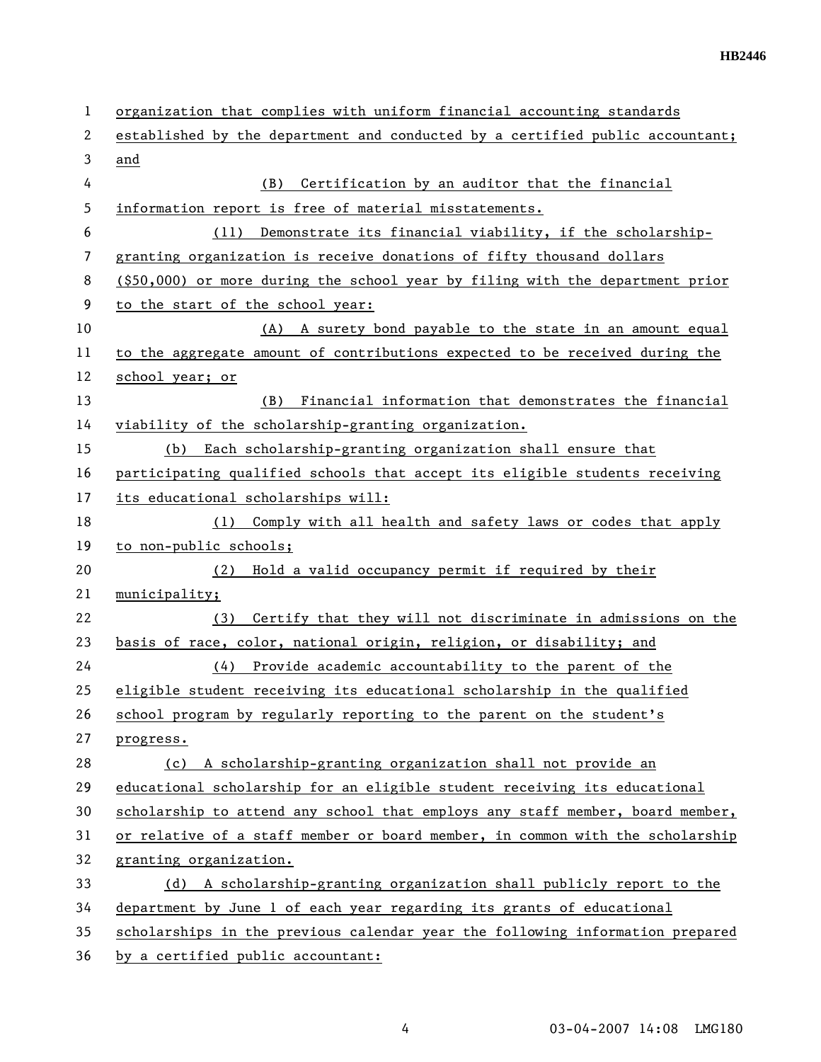organization that complies with uniform financial accounting standards established by the department and conducted by a certified public accountant; and

(B) Certification by an auditor that the financial information report is free of material misstatements.

(11) Demonstrate its financial viability, if the scholarship-granting organization is receive donations of fifty thousand dollars ($50,000) or more during the school year by filing with the department prior to the start of the school year:

(A) A surety bond payable to the state in an amount equal to the aggregate amount of contributions expected to be received during the school year; or

(B) Financial information that demonstrates the financial viability of the scholarship-granting organization.

(b) Each scholarship-granting organization shall ensure that participating qualified schools that accept its eligible students receiving its educational scholarships will:

(1) Comply with all health and safety laws or codes that apply to non-public schools;

(2) Hold a valid occupancy permit if required by their municipality;

(3) Certify that they will not discriminate in admissions on the basis of race, color, national origin, religion, or disability; and

(4) Provide academic accountability to the parent of the eligible student receiving its educational scholarship in the qualified school program by regularly reporting to the parent on the student's progress.

(c) A scholarship-granting organization shall not provide an educational scholarship for an eligible student receiving its educational scholarship to attend any school that employs any staff member, board member, or relative of a staff member or board member, in common with the scholarship granting organization.

(d) A scholarship-granting organization shall publicly report to the department by June 1 of each year regarding its grants of educational scholarships in the previous calendar year the following information prepared by a certified public accountant: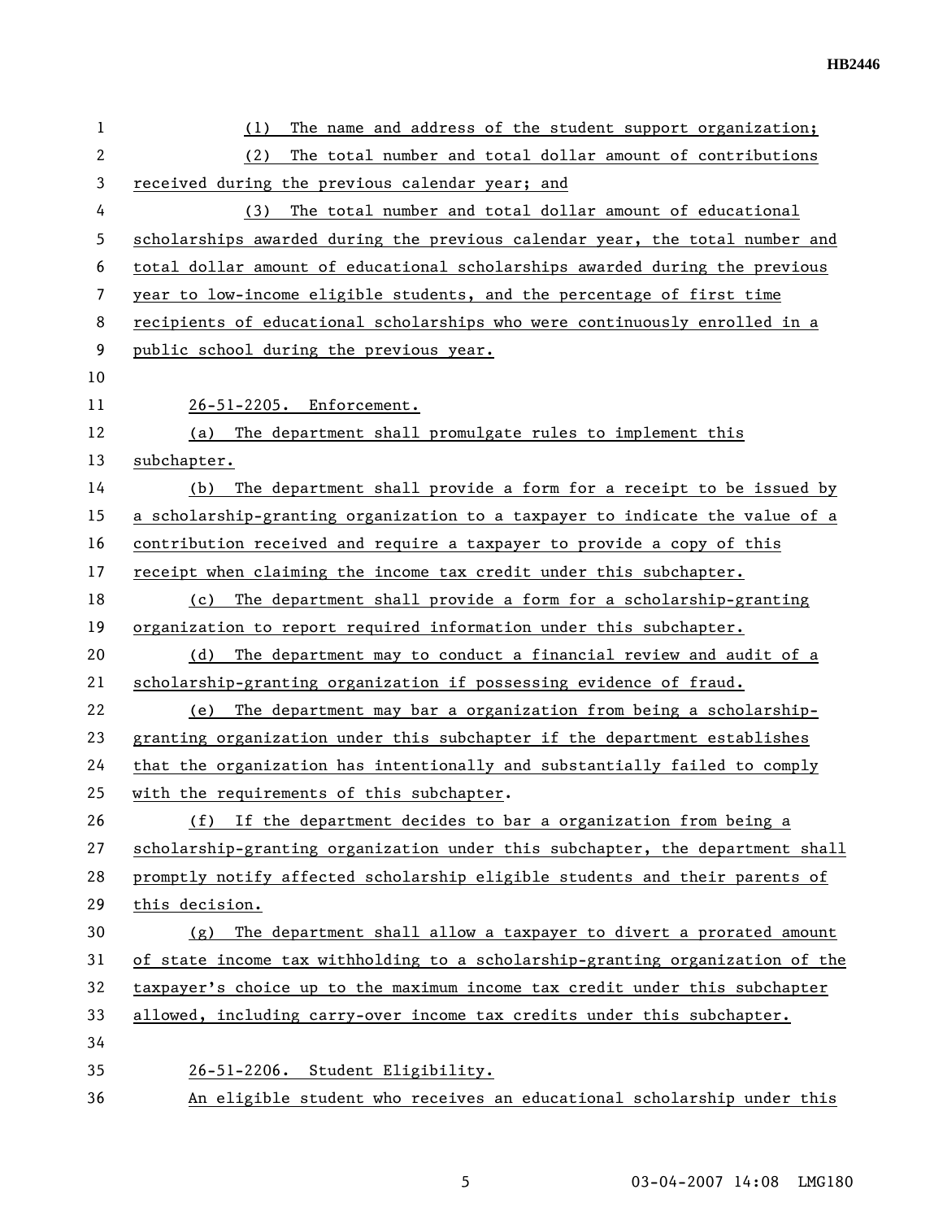(1) The name and address of the student support organization;

(2) The total number and total dollar amount of contributions received during the previous calendar year; and

(3) The total number and total dollar amount of educational scholarships awarded during the previous calendar year, the total number and total dollar amount of educational scholarships awarded during the previous year to low-income eligible students, and the percentage of first time recipients of educational scholarships who were continuously enrolled in a public school during the previous year.

26-51-2205. Enforcement.

(a) The department shall promulgate rules to implement this subchapter.

(b) The department shall provide a form for a receipt to be issued by a scholarship-granting organization to a taxpayer to indicate the value of a contribution received and require a taxpayer to provide a copy of this receipt when claiming the income tax credit under this subchapter.

(c) The department shall provide a form for a scholarship-granting organization to report required information under this subchapter.

(d) The department may to conduct a financial review and audit of a scholarship-granting organization if possessing evidence of fraud.

(e) The department may bar a organization from being a scholarship-granting organization under this subchapter if the department establishes that the organization has intentionally and substantially failed to comply with the requirements of this subchapter.

(f) If the department decides to bar a organization from being a scholarship-granting organization under this subchapter, the department shall promptly notify affected scholarship eligible students and their parents of this decision.

(g) The department shall allow a taxpayer to divert a prorated amount of state income tax withholding to a scholarship-granting organization of the taxpayer's choice up to the maximum income tax credit under this subchapter allowed, including carry-over income tax credits under this subchapter.

26-51-2206. Student Eligibility.

An eligible student who receives an educational scholarship under this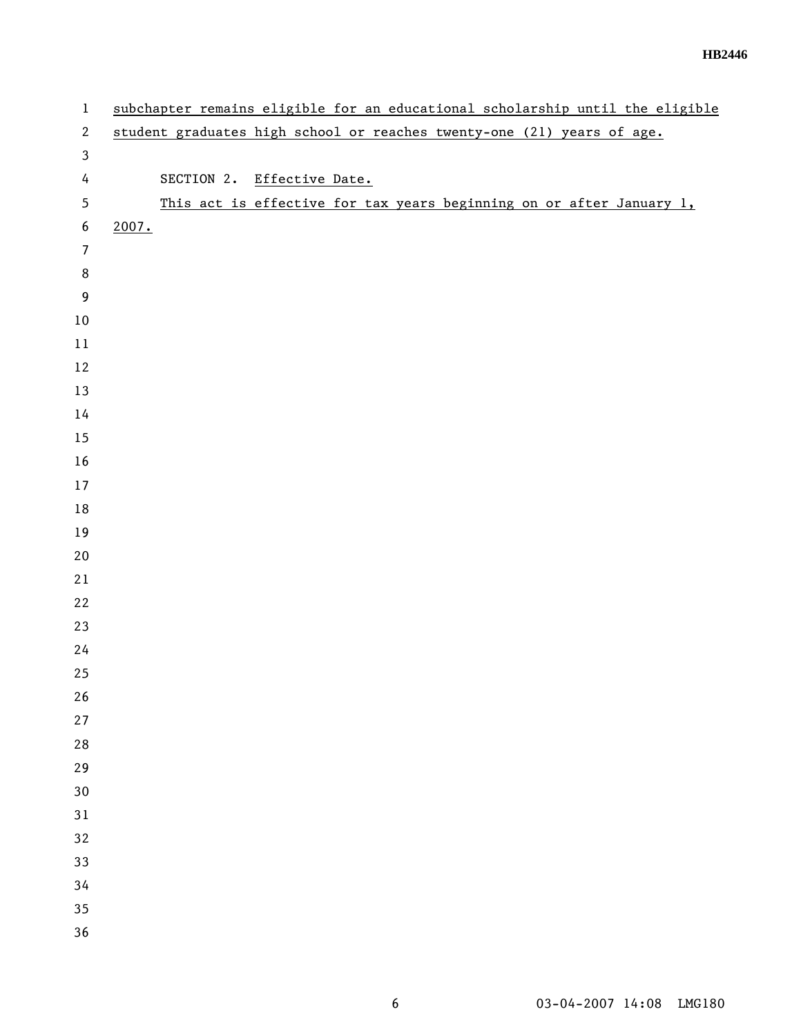subchapter remains eligible for an educational scholarship until the eligible student graduates high school or reaches twenty-one (21) years of age.

SECTION 2. Effective Date.

This act is effective for tax years beginning on or after January 1, 2007.